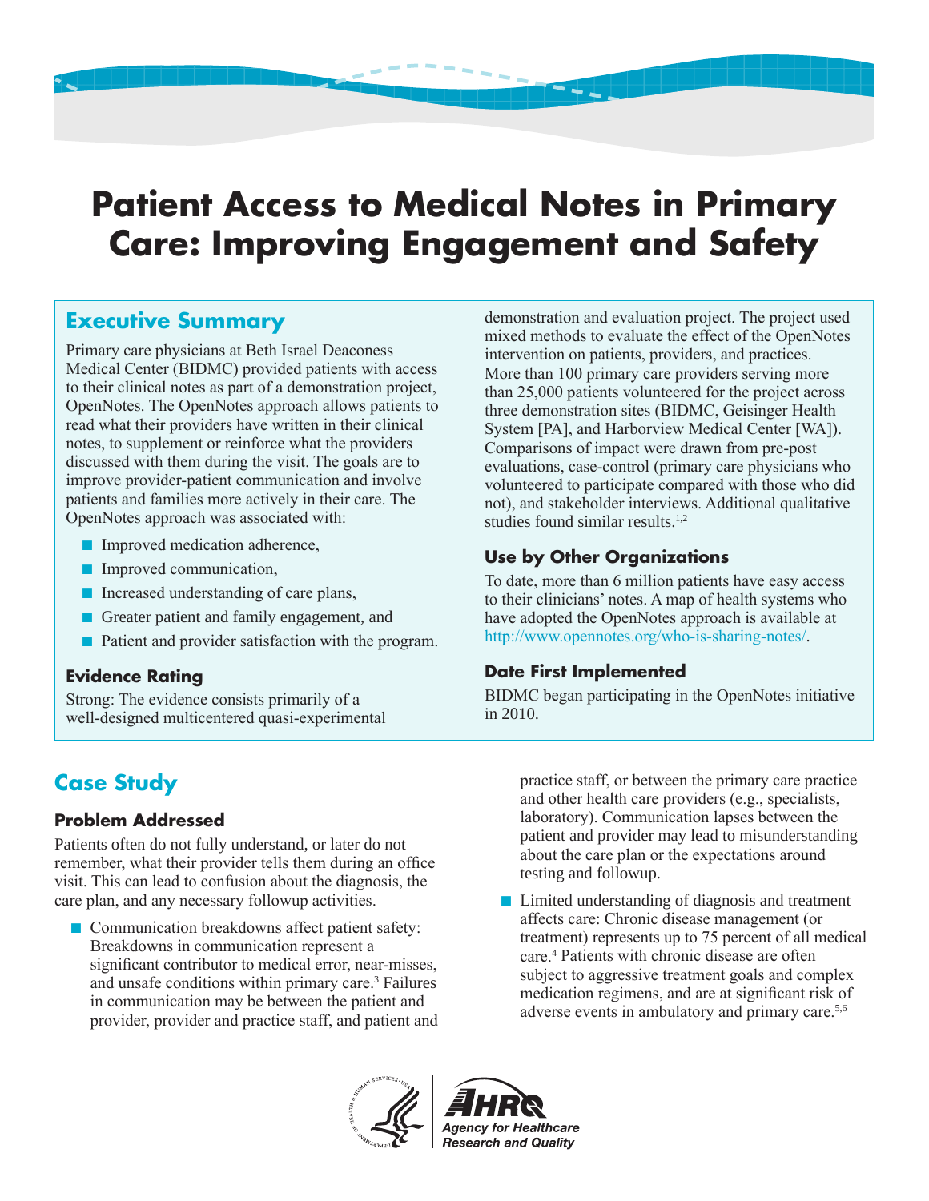# Patient Access to Medical Notes in Primary Care: Improving Engagement and Safety

## Executive Summary

Primary care physicians at Beth Israel Deaconess Medical Center (BIDMC) provided patients with access to their clinical notes as part of a demonstration project, OpenNotes. The OpenNotes approach allows patients to read what their providers have written in their clinical notes, to supplement or reinforce what the providers discussed with them during the visit. The goals are to improve provider-patient communication and involve patients and families more actively in their care. The OpenNotes approach was associated with:

- Improved medication adherence,
- Improved communication,
- Increased understanding of care plans,
- Greater patient and family engagement, and
- Patient and provider satisfaction with the program.

### Evidence Rating

Strong: The evidence consists primarily of a well-designed multicentered quasi-experimental demonstration and evaluation project. The project used mixed methods to evaluate the effect of the OpenNotes intervention on patients, providers, and practices. More than 100 primary care providers serving more than 25,000 patients volunteered for the project across three demonstration sites (BIDMC, Geisinger Health System [PA], and Harborview Medical Center [WA]). Comparisons of impact were drawn from pre-post evaluations, case-control (primary care physicians who volunteered to participate compared with those who did not), and stakeholder interviews. Additional qualitative studies found similar results.[1,2]

### Use by Other Organizations

To date, more than 6 million patients have easy access to their clinicians' notes. A map of health systems who have adopted the OpenNotes approach is available at http://www.opennotes.org/who-is-sharing-notes/.

### Date First Implemented

BIDMC began participating in the OpenNotes initiative in 2010.

## Case Study

### Problem Addressed

Patients often do not fully understand, or later do not remember, what their provider tells them during an office visit. This can lead to confusion about the diagnosis, the care plan, and any necessary followup activities.

- Communication breakdowns affect patient safety: Breakdowns in communication represent a significant contributor to medical error, near-misses, and unsafe conditions within primary care.[3] Failures in communication may be between the patient and provider, provider and practice staff, and patient and practice staff, or between the primary care practice and other health care providers (e.g., specialists, laboratory). Communication lapses between the patient and provider may lead to misunderstanding about the care plan or the expectations around testing and followup.
- Limited understanding of diagnosis and treatment affects care: Chronic disease management (or treatment) represents up to 75 percent of all medical care.[4] Patients with chronic disease are often subject to aggressive treatment goals and complex medication regimens, and are at significant risk of adverse events in ambulatory and primary care.[5,6]

AHRQ Agency for Healthcare Research and Quality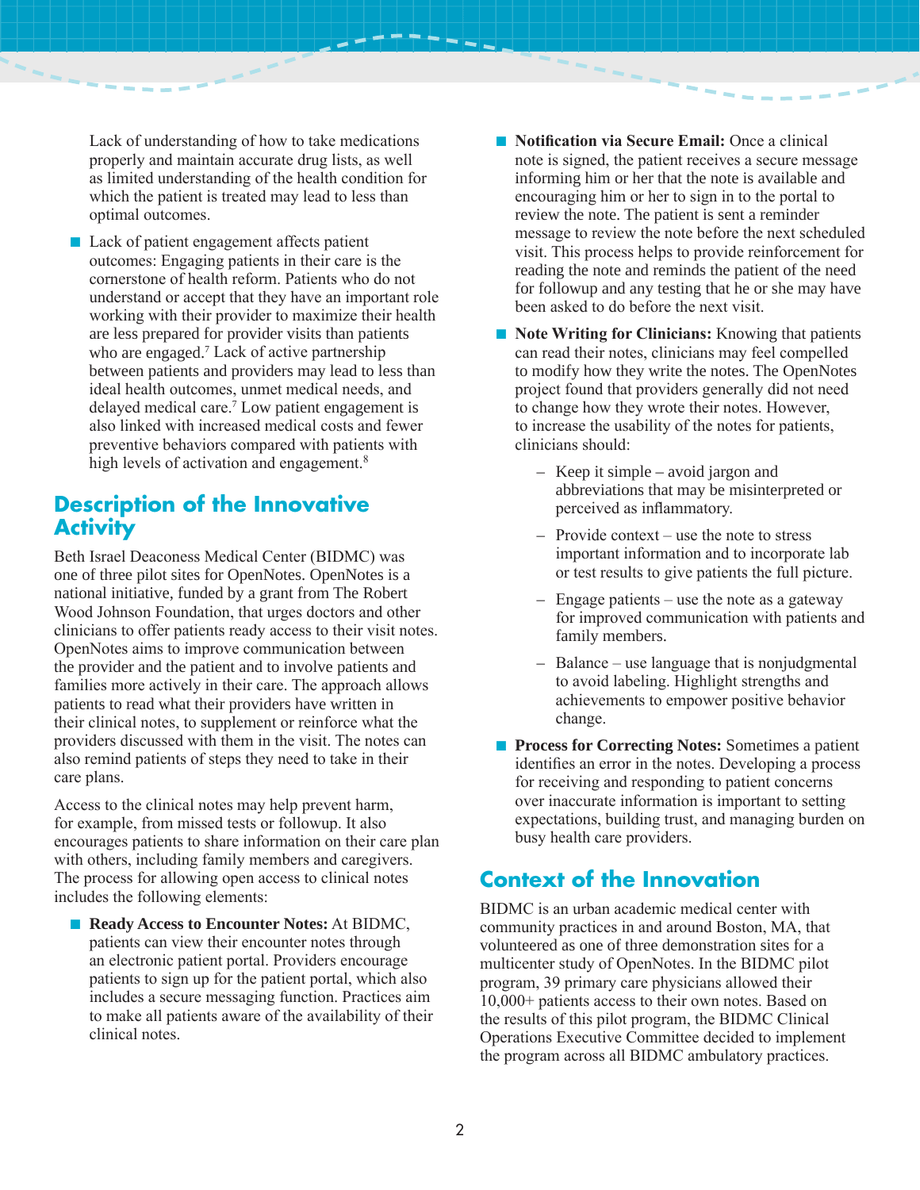Lack of understanding of how to take medications properly and maintain accurate drug lists, as well as limited understanding of the health condition for which the patient is treated may lead to less than optimal outcomes.

- Lack of patient engagement affects patient outcomes: Engaging patients in their care is the cornerstone of health reform. Patients who do not understand or accept that they have an important role working with their provider to maximize their health are less prepared for provider visits than patients who are engaged.[7] Lack of active partnership between patients and providers may lead to less than ideal health outcomes, unmet medical needs, and delayed medical care.[7] Low patient engagement is also linked with increased medical costs and fewer preventive behaviors compared with patients with high levels of activation and engagement.[8]

## Description of the Innovative Activity

Beth Israel Deaconess Medical Center (BIDMC) was one of three pilot sites for OpenNotes. OpenNotes is a national initiative, funded by a grant from The Robert Wood Johnson Foundation, that urges doctors and other clinicians to offer patients ready access to their visit notes. OpenNotes aims to improve communication between the provider and the patient and to involve patients and families more actively in their care. The approach allows patients to read what their providers have written in their clinical notes, to supplement or reinforce what the providers discussed with them in the visit. The notes can also remind patients of steps they need to take in their care plans.

Access to the clinical notes may help prevent harm, for example, from missed tests or followup. It also encourages patients to share information on their care plan with others, including family members and caregivers. The process for allowing open access to clinical notes includes the following elements:

- **Ready Access to Encounter Notes:** At BIDMC, patients can view their encounter notes through an electronic patient portal. Providers encourage patients to sign up for the patient portal, which also includes a secure messaging function. Practices aim to make all patients aware of the availability of their clinical notes.
- **Notification via Secure Email:** Once a clinical note is signed, the patient receives a secure message informing him or her that the note is available and encouraging him or her to sign in to the portal to review the note. The patient is sent a reminder message to review the note before the next scheduled visit. This process helps to provide reinforcement for reading the note and reminds the patient of the need for followup and any testing that he or she may have been asked to do before the next visit.
- **Note Writing for Clinicians:** Knowing that patients can read their notes, clinicians may feel compelled to modify how they write the notes. The OpenNotes project found that providers generally did not need to change how they wrote their notes. However, to increase the usability of the notes for patients, clinicians should:
  - Keep it simple – avoid jargon and abbreviations that may be misinterpreted or perceived as inflammatory.
  - Provide context – use the note to stress important information and to incorporate lab or test results to give patients the full picture.
  - Engage patients – use the note as a gateway for improved communication with patients and family members.
  - Balance – use language that is nonjudgmental to avoid labeling. Highlight strengths and achievements to empower positive behavior change.
- **Process for Correcting Notes:** Sometimes a patient identifies an error in the notes. Developing a process for receiving and responding to patient concerns over inaccurate information is important to setting expectations, building trust, and managing burden on busy health care providers.

## Context of the Innovation

BIDMC is an urban academic medical center with community practices in and around Boston, MA, that volunteered as one of three demonstration sites for a multicenter study of OpenNotes. In the BIDMC pilot program, 39 primary care physicians allowed their 10,000+ patients access to their own notes. Based on the results of this pilot program, the BIDMC Clinical Operations Executive Committee decided to implement the program across all BIDMC ambulatory practices.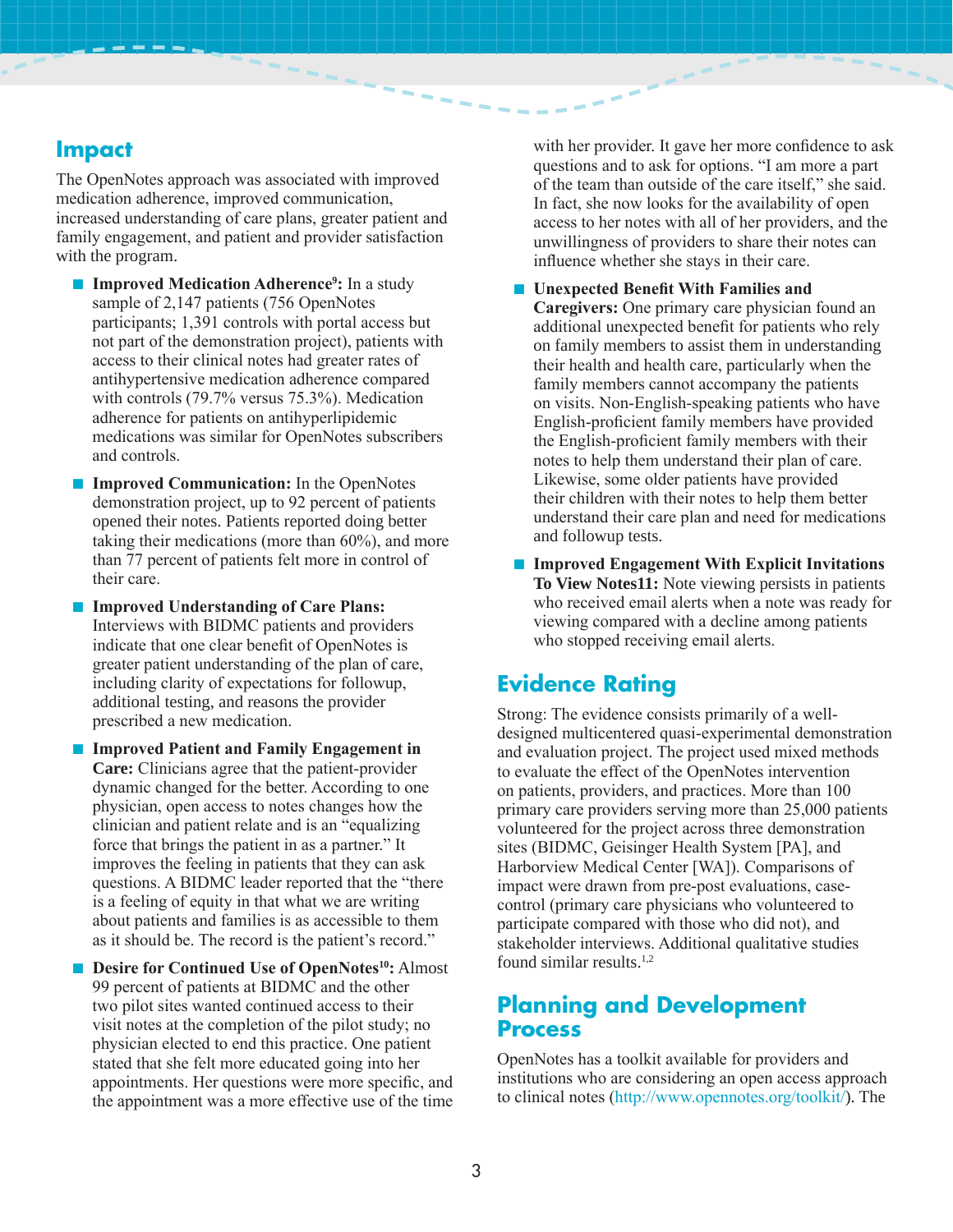## Impact

The OpenNotes approach was associated with improved medication adherence, improved communication, increased understanding of care plans, greater patient and family engagement, and patient and provider satisfaction with the program.

- **Improved Medication Adherence[9]:** In a study sample of 2,147 patients (756 OpenNotes participants; 1,391 controls with portal access but not part of the demonstration project), patients with access to their clinical notes had greater rates of antihypertensive medication adherence compared with controls (79.7% versus 75.3%). Medication adherence for patients on antihyperlipidemic medications was similar for OpenNotes subscribers and controls.
- **Improved Communication:** In the OpenNotes demonstration project, up to 92 percent of patients opened their notes. Patients reported doing better taking their medications (more than 60%), and more than 77 percent of patients felt more in control of their care.
- **Improved Understanding of Care Plans:** Interviews with BIDMC patients and providers indicate that one clear benefit of OpenNotes is greater patient understanding of the plan of care, including clarity of expectations for followup, additional testing, and reasons the provider prescribed a new medication.
- **Improved Patient and Family Engagement in Care:** Clinicians agree that the patient-provider dynamic changed for the better. According to one physician, open access to notes changes how the clinician and patient relate and is an "equalizing force that brings the patient in as a partner." It improves the feeling in patients that they can ask questions. A BIDMC leader reported that the "there is a feeling of equity in that what we are writing about patients and families is as accessible to them as it should be. The record is the patient's record."
- **Desire for Continued Use of OpenNotes[10]:** Almost 99 percent of patients at BIDMC and the other two pilot sites wanted continued access to their visit notes at the completion of the pilot study; no physician elected to end this practice. One patient stated that she felt more educated going into her appointments. Her questions were more specific, and the appointment was a more effective use of the time with her provider. It gave her more confidence to ask questions and to ask for options. "I am more a part of the team than outside of the care itself," she said. In fact, she now looks for the availability of open access to her notes with all of her providers, and the unwillingness of providers to share their notes can influence whether she stays in their care.
- **Unexpected Benefit With Families and Caregivers:** One primary care physician found an additional unexpected benefit for patients who rely on family members to assist them in understanding their health and health care, particularly when the family members cannot accompany the patients on visits. Non-English-speaking patients who have English-proficient family members have provided the English-proficient family members with their notes to help them understand their plan of care. Likewise, some older patients have provided their children with their notes to help them better understand their care plan and need for medications and followup tests.
- **Improved Engagement With Explicit Invitations To View Notes11:** Note viewing persists in patients who received email alerts when a note was ready for viewing compared with a decline among patients who stopped receiving email alerts.

## Evidence Rating

Strong: The evidence consists primarily of a well-designed multicentered quasi-experimental demonstration and evaluation project. The project used mixed methods to evaluate the effect of the OpenNotes intervention on patients, providers, and practices. More than 100 primary care providers serving more than 25,000 patients volunteered for the project across three demonstration sites (BIDMC, Geisinger Health System [PA], and Harborview Medical Center [WA]). Comparisons of impact were drawn from pre-post evaluations, case-control (primary care physicians who volunteered to participate compared with those who did not), and stakeholder interviews. Additional qualitative studies found similar results.[1,2]

## Planning and Development Process

OpenNotes has a toolkit available for providers and institutions who are considering an open access approach to clinical notes (http://www.opennotes.org/toolkit/). The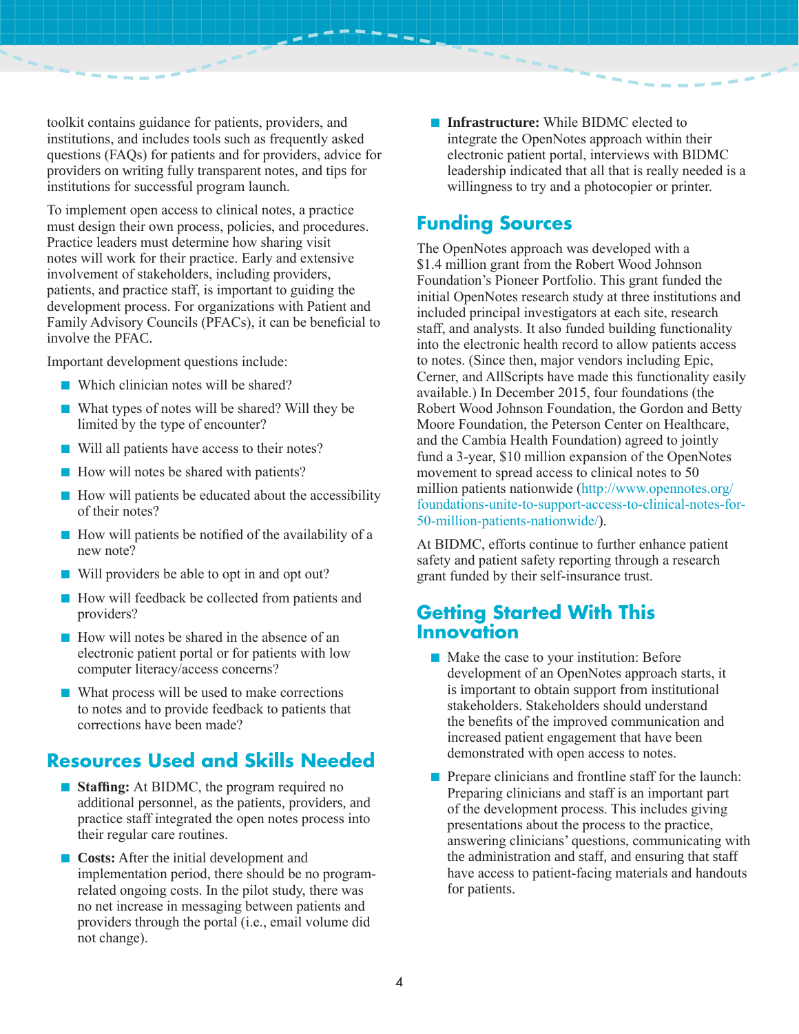toolkit contains guidance for patients, providers, and institutions, and includes tools such as frequently asked questions (FAQs) for patients and for providers, advice for providers on writing fully transparent notes, and tips for institutions for successful program launch.

To implement open access to clinical notes, a practice must design their own process, policies, and procedures. Practice leaders must determine how sharing visit notes will work for their practice. Early and extensive involvement of stakeholders, including providers, patients, and practice staff, is important to guiding the development process. For organizations with Patient and Family Advisory Councils (PFACs), it can be beneficial to involve the PFAC.

Important development questions include:

- Which clinician notes will be shared?
- What types of notes will be shared? Will they be limited by the type of encounter?
- Will all patients have access to their notes?
- How will notes be shared with patients?
- How will patients be educated about the accessibility of their notes?
- How will patients be notified of the availability of a new note?
- Will providers be able to opt in and opt out?
- How will feedback be collected from patients and providers?
- How will notes be shared in the absence of an electronic patient portal or for patients with low computer literacy/access concerns?
- What process will be used to make corrections to notes and to provide feedback to patients that corrections have been made?

## Resources Used and Skills Needed

- **Staffing:** At BIDMC, the program required no additional personnel, as the patients, providers, and practice staff integrated the open notes process into their regular care routines.
- **Costs:** After the initial development and implementation period, there should be no program-related ongoing costs. In the pilot study, there was no net increase in messaging between patients and providers through the portal (i.e., email volume did not change).
- **Infrastructure:** While BIDMC elected to integrate the OpenNotes approach within their electronic patient portal, interviews with BIDMC leadership indicated that all that is really needed is a willingness to try and a photocopier or printer.

## Funding Sources

The OpenNotes approach was developed with a $1.4 million grant from the Robert Wood Johnson Foundation's Pioneer Portfolio. This grant funded the initial OpenNotes research study at three institutions and included principal investigators at each site, research staff, and analysts. It also funded building functionality into the electronic health record to allow patients access to notes. (Since then, major vendors including Epic, Cerner, and AllScripts have made this functionality easily available.) In December 2015, four foundations (the Robert Wood Johnson Foundation, the Gordon and Betty Moore Foundation, the Peterson Center on Healthcare, and the Cambia Health Foundation) agreed to jointly fund a 3-year, $10 million expansion of the OpenNotes movement to spread access to clinical notes to 50 million patients nationwide (http://www.opennotes.org/foundations-unite-to-support-access-to-clinical-notes-for-50-million-patients-nationwide/).

At BIDMC, efforts continue to further enhance patient safety and patient safety reporting through a research grant funded by their self-insurance trust.

## Getting Started With This Innovation

- Make the case to your institution: Before development of an OpenNotes approach starts, it is important to obtain support from institutional stakeholders. Stakeholders should understand the benefits of the improved communication and increased patient engagement that have been demonstrated with open access to notes.
- Prepare clinicians and frontline staff for the launch: Preparing clinicians and staff is an important part of the development process. This includes giving presentations about the process to the practice, answering clinicians' questions, communicating with the administration and staff, and ensuring that staff have access to patient-facing materials and handouts for patients.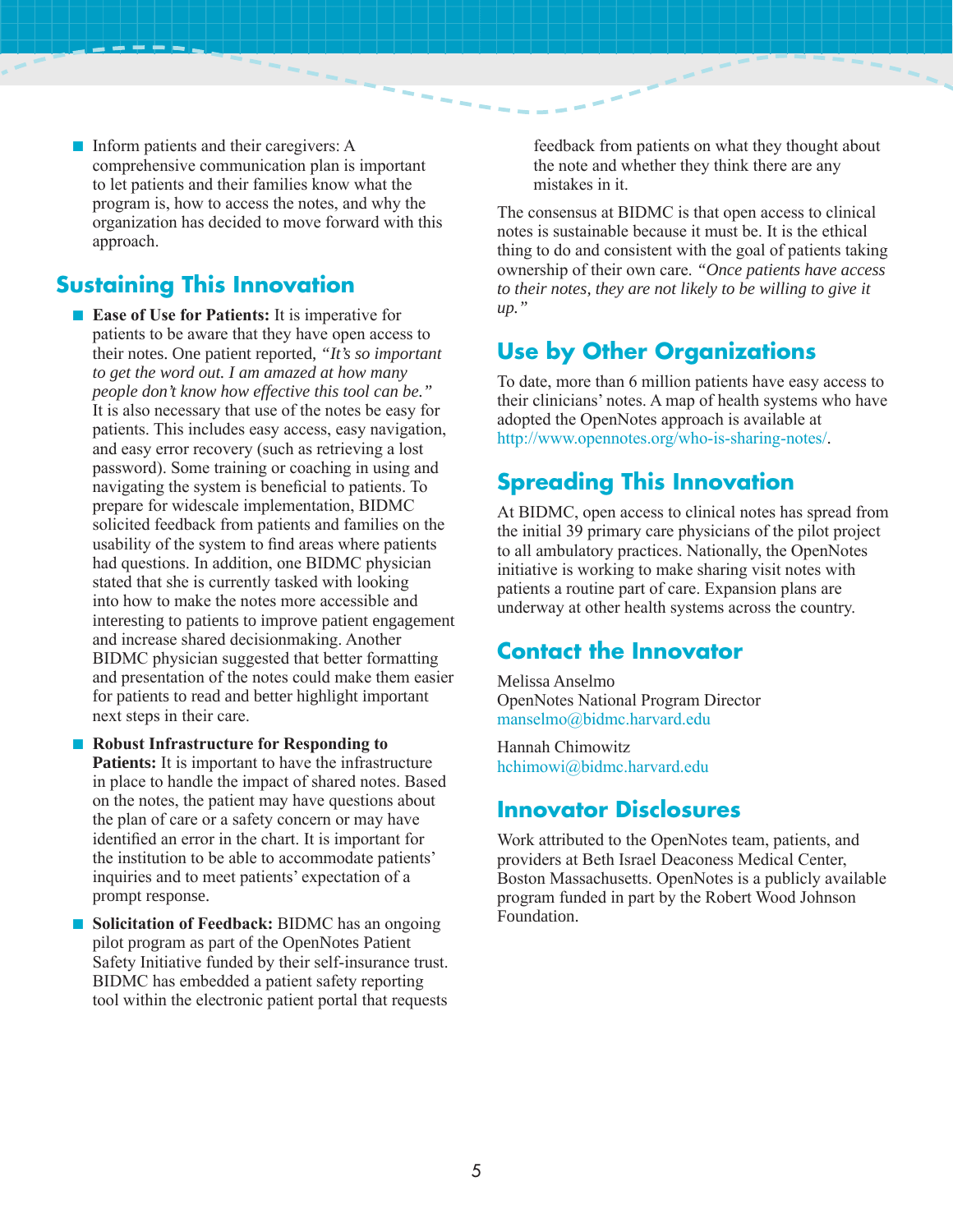- Inform patients and their caregivers: A comprehensive communication plan is important to let patients and their families know what the program is, how to access the notes, and why the organization has decided to move forward with this approach.

## Sustaining This Innovation

- **Ease of Use for Patients:** It is imperative for patients to be aware that they have open access to their notes. One patient reported, *"It's so important to get the word out. I am amazed at how many people don't know how effective this tool can be."* It is also necessary that use of the notes be easy for patients. This includes easy access, easy navigation, and easy error recovery (such as retrieving a lost password). Some training or coaching in using and navigating the system is beneficial to patients. To prepare for widescale implementation, BIDMC solicited feedback from patients and families on the usability of the system to find areas where patients had questions. In addition, one BIDMC physician stated that she is currently tasked with looking into how to make the notes more accessible and interesting to patients to improve patient engagement and increase shared decisionmaking. Another BIDMC physician suggested that better formatting and presentation of the notes could make them easier for patients to read and better highlight important next steps in their care.
- **Robust Infrastructure for Responding to Patients:** It is important to have the infrastructure in place to handle the impact of shared notes. Based on the notes, the patient may have questions about the plan of care or a safety concern or may have identified an error in the chart. It is important for the institution to be able to accommodate patients' inquiries and to meet patients' expectation of a prompt response.
- **Solicitation of Feedback:** BIDMC has an ongoing pilot program as part of the OpenNotes Patient Safety Initiative funded by their self-insurance trust. BIDMC has embedded a patient safety reporting tool within the electronic patient portal that requests feedback from patients on what they thought about the note and whether they think there are any mistakes in it.

The consensus at BIDMC is that open access to clinical notes is sustainable because it must be. It is the ethical thing to do and consistent with the goal of patients taking ownership of their own care. *"Once patients have access to their notes, they are not likely to be willing to give it up."*

## Use by Other Organizations

To date, more than 6 million patients have easy access to their clinicians' notes. A map of health systems who have adopted the OpenNotes approach is available at http://www.opennotes.org/who-is-sharing-notes/.

## Spreading This Innovation

At BIDMC, open access to clinical notes has spread from the initial 39 primary care physicians of the pilot project to all ambulatory practices. Nationally, the OpenNotes initiative is working to make sharing visit notes with patients a routine part of care. Expansion plans are underway at other health systems across the country.

## Contact the Innovator

Melissa Anselmo
OpenNotes National Program Director
manselmo@bidmc.harvard.edu

Hannah Chimowitz
hchimowi@bidmc.harvard.edu

## Innovator Disclosures

Work attributed to the OpenNotes team, patients, and providers at Beth Israel Deaconess Medical Center, Boston Massachusetts. OpenNotes is a publicly available program funded in part by the Robert Wood Johnson Foundation.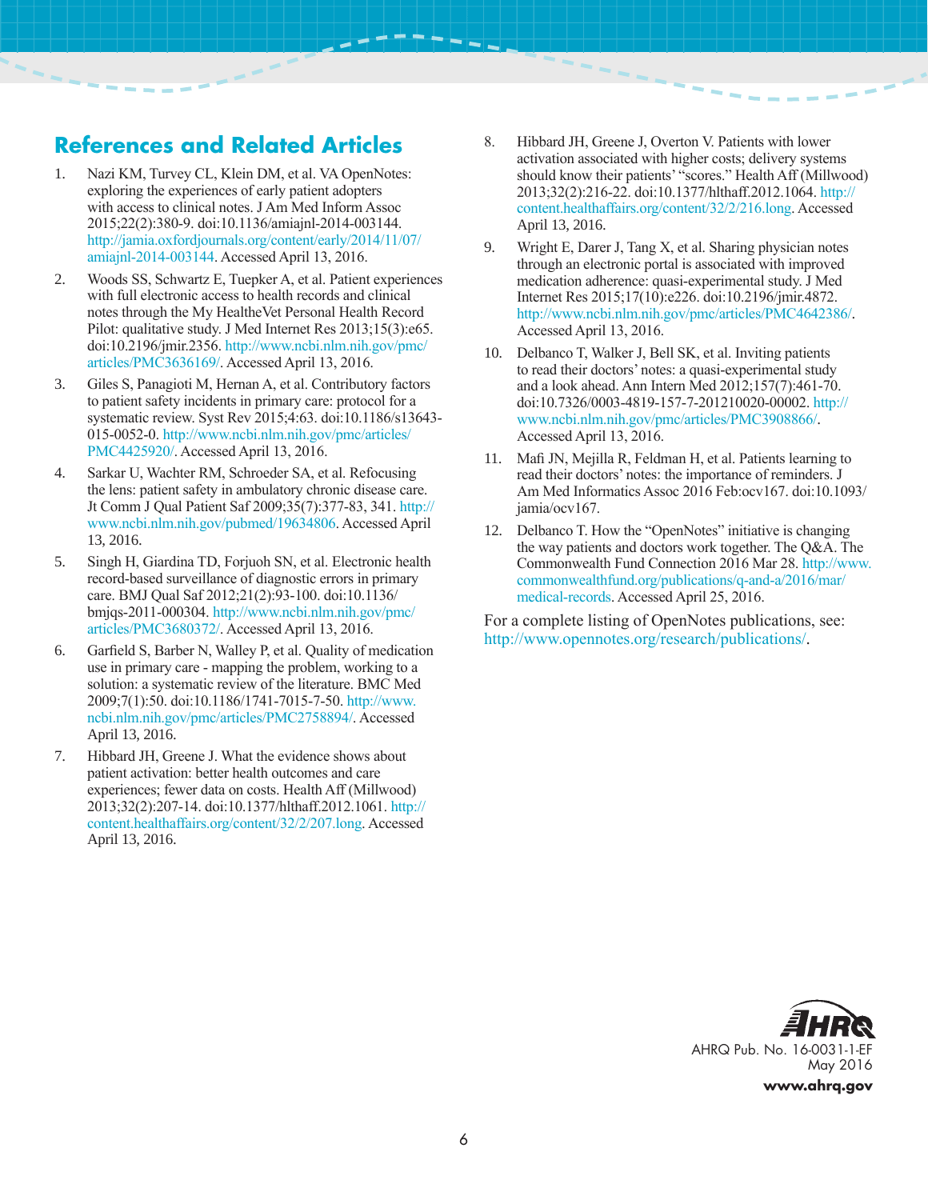## References and Related Articles

1. Nazi KM, Turvey CL, Klein DM, et al. VA OpenNotes: exploring the experiences of early patient adopters with access to clinical notes. J Am Med Inform Assoc 2015;22(2):380-9. doi:10.1136/amiajnl-2014-003144. http://jamia.oxfordjournals.org/content/early/2014/11/07/amiajnl-2014-003144. Accessed April 13, 2016.
2. Woods SS, Schwartz E, Tuepker A, et al. Patient experiences with full electronic access to health records and clinical notes through the My HealtheVet Personal Health Record Pilot: qualitative study. J Med Internet Res 2013;15(3):e65. doi:10.2196/jmir.2356. http://www.ncbi.nlm.nih.gov/pmc/articles/PMC3636169/. Accessed April 13, 2016.
3. Giles S, Panagioti M, Hernan A, et al. Contributory factors to patient safety incidents in primary care: protocol for a systematic review. Syst Rev 2015;4:63. doi:10.1186/s13643-015-0052-0. http://www.ncbi.nlm.nih.gov/pmc/articles/PMC4425920/. Accessed April 13, 2016.
4. Sarkar U, Wachter RM, Schroeder SA, et al. Refocusing the lens: patient safety in ambulatory chronic disease care. Jt Comm J Qual Patient Saf 2009;35(7):377-83, 341. http://www.ncbi.nlm.nih.gov/pubmed/19634806. Accessed April 13, 2016.
5. Singh H, Giardina TD, Forjuoh SN, et al. Electronic health record-based surveillance of diagnostic errors in primary care. BMJ Qual Saf 2012;21(2):93-100. doi:10.1136/bmjqs-2011-000304. http://www.ncbi.nlm.nih.gov/pmc/articles/PMC3680372/. Accessed April 13, 2016.
6. Garfield S, Barber N, Walley P, et al. Quality of medication use in primary care - mapping the problem, working to a solution: a systematic review of the literature. BMC Med 2009;7(1):50. doi:10.1186/1741-7015-7-50. http://www.ncbi.nlm.nih.gov/pmc/articles/PMC2758894/. Accessed April 13, 2016.
7. Hibbard JH, Greene J. What the evidence shows about patient activation: better health outcomes and care experiences; fewer data on costs. Health Aff (Millwood) 2013;32(2):207-14. doi:10.1377/hlthaff.2012.1061. http://content.healthaffairs.org/content/32/2/207.long. Accessed April 13, 2016.
8. Hibbard JH, Greene J, Overton V. Patients with lower activation associated with higher costs; delivery systems should know their patients' "scores." Health Aff (Millwood) 2013;32(2):216-22. doi:10.1377/hlthaff.2012.1064. http://content.healthaffairs.org/content/32/2/216.long. Accessed April 13, 2016.
9. Wright E, Darer J, Tang X, et al. Sharing physician notes through an electronic portal is associated with improved medication adherence: quasi-experimental study. J Med Internet Res 2015;17(10):e226. doi:10.2196/jmir.4872. http://www.ncbi.nlm.nih.gov/pmc/articles/PMC4642386/. Accessed April 13, 2016.
10. Delbanco T, Walker J, Bell SK, et al. Inviting patients to read their doctors' notes: a quasi-experimental study and a look ahead. Ann Intern Med 2012;157(7):461-70. doi:10.7326/0003-4819-157-7-201210020-00002. http://www.ncbi.nlm.nih.gov/pmc/articles/PMC3908866/. Accessed April 13, 2016.
11. Mafi JN, Mejilla R, Feldman H, et al. Patients learning to read their doctors' notes: the importance of reminders. J Am Med Informatics Assoc 2016 Feb:ocv167. doi:10.1093/jamia/ocv167.
12. Delbanco T. How the "OpenNotes" initiative is changing the way patients and doctors work together. The Q&A. The Commonwealth Fund Connection 2016 Mar 28. http://www.commonwealthfund.org/publications/q-and-a/2016/mar/medical-records. Accessed April 25, 2016.

For a complete listing of OpenNotes publications, see: http://www.opennotes.org/research/publications/.

AHRQ Pub. No. 16-0031-1-EF
May 2016

**www.ahrq.gov**